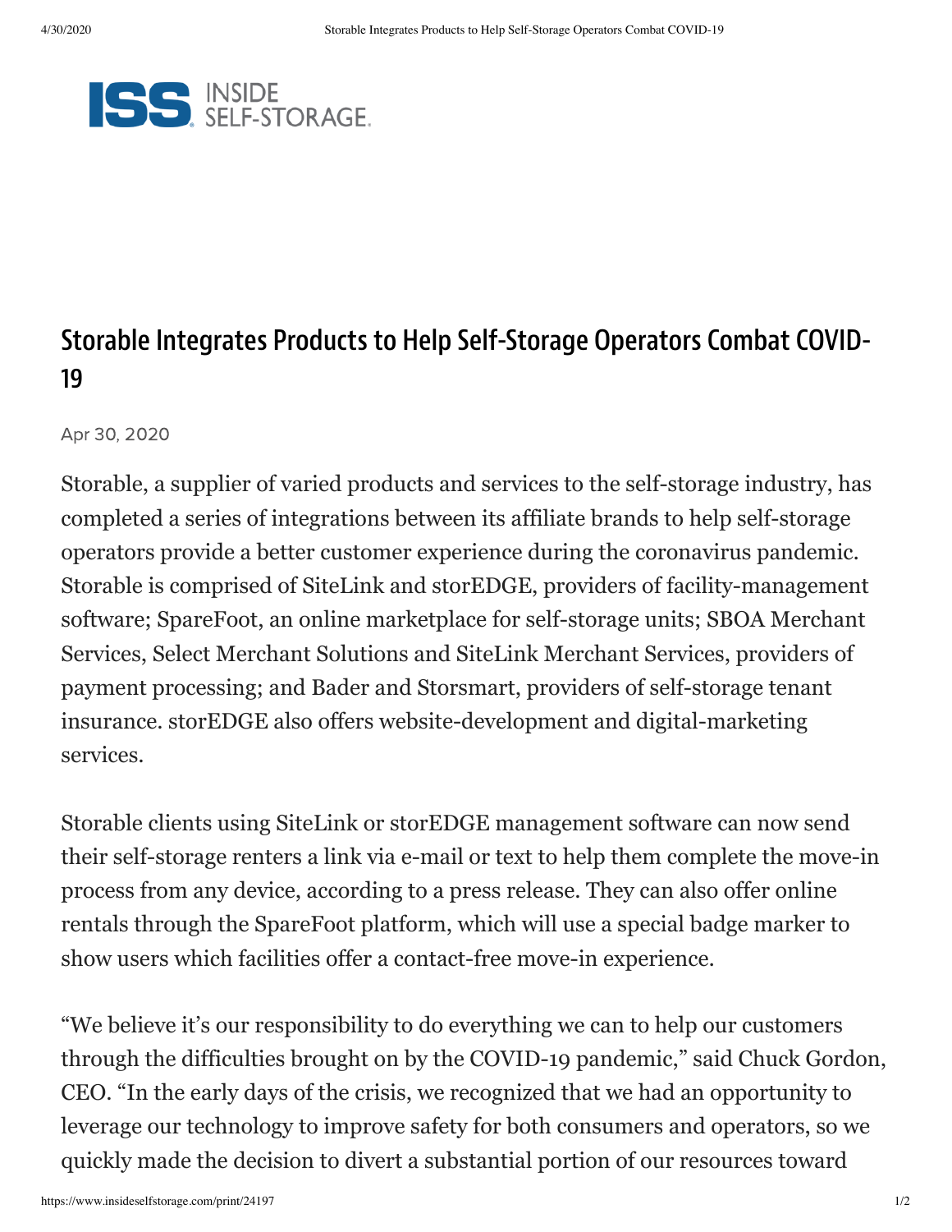# Storable Integrates Products to Help Self-Storage Operators Combat COVID-19

Apr 30, 2020

Storable, a supplier of varied products and services to the self-storage industry, has completed a series of integrations between its affiliate brands to help self-storage operators provide a better customer experience during the coronavirus pandemic. Storable is comprised of SiteLink and storEDGE, providers of facility-management software; SpareFoot, an online marketplace for self-storage units; SBOA Merchant Services, Select Merchant Solutions and SiteLink Merchant Services, providers of payment processing; and Bader and Storsmart, providers of self-storage tenant insurance. storEDGE also offers website-development and digital-marketing services.

Storable clients using SiteLink or storEDGE management software can now send their self-storage renters a link via e-mail or text to help them complete the move-in process from any device, according to a press release. They can also offer online rentals through the SpareFoot platform, which will use a special badge marker to show users which facilities offer a contact-free move-in experience.

"We believe it's our responsibility to do everything we can to help our customers through the difficulties brought on by the COVID-19 pandemic," said Chuck Gordon, CEO. "In the early days of the crisis, we recognized that we had an opportunity to leverage our technology to improve safety for both consumers and operators, so we quickly made the decision to divert a substantial portion of our resources toward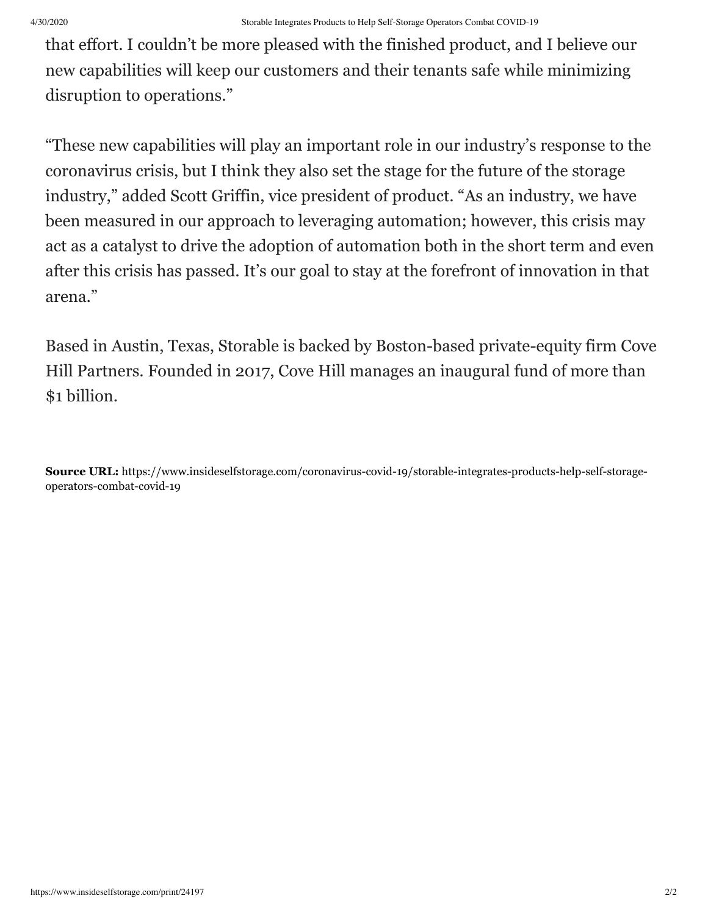that effort. I couldn't be more pleased with the finished product, and I believe our new capabilities will keep our customers and their tenants safe while minimizing disruption to operations."

"These new capabilities will play an important role in our industry's response to the coronavirus crisis, but I think they also set the stage for the future of the storage industry," added Scott Griffin, vice president of product. "As an industry, we have been measured in our approach to leveraging automation; however, this crisis may act as a catalyst to drive the adoption of automation both in the short term and even after this crisis has passed. It's our goal to stay at the forefront of innovation in that arena."

Based in Austin, Texas, Storable is backed by Boston-based private-equity firm Cove Hill Partners. Founded in 2017, Cove Hill manages an inaugural fund of more than $1 billion.

**Source URL:** https://www.insideselfstorage.com/coronavirus-covid-19/storable-integrates-products-help-self-storage-operators-combat-covid-19